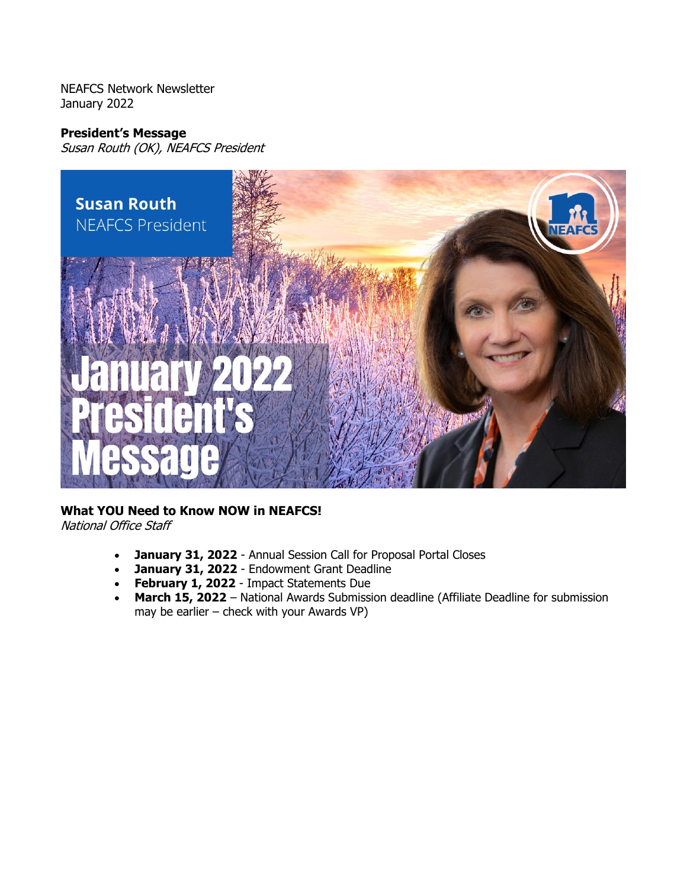NEAFCS Network Newsletter
January 2022

**President's Message**
*Susan Routh (OK), NEAFCS President*

**What YOU Need to Know NOW in NEAFCS!**
*National Office Staff*

- **January 31, 2022** - Annual Session Call for Proposal Portal Closes
- **January 31, 2022** - Endowment Grant Deadline
- **February 1, 2022** - Impact Statements Due
- **March 15, 2022** – National Awards Submission deadline (Affiliate Deadline for submission may be earlier – check with your Awards VP)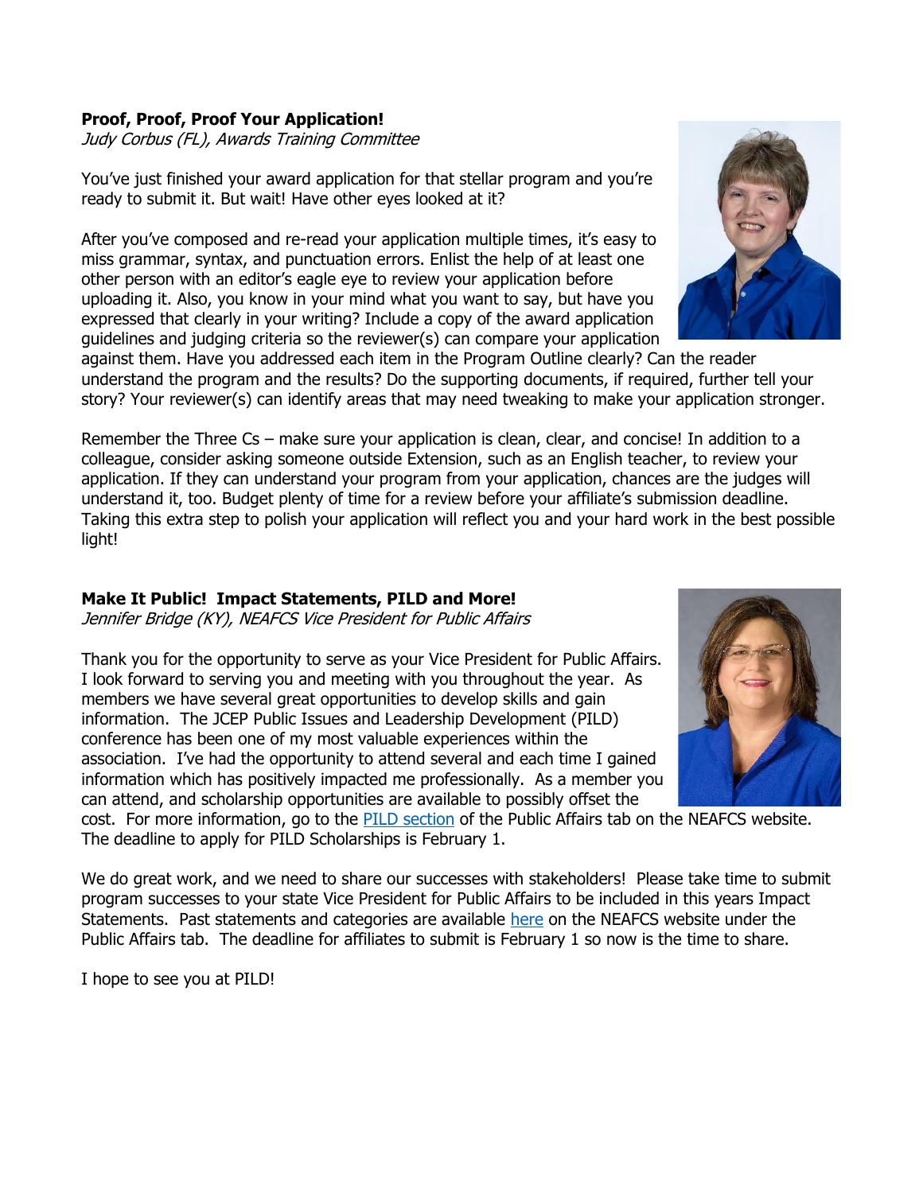**Proof, Proof, Proof Your Application!**

*Judy Corbus (FL), Awards Training Committee*

You've just finished your award application for that stellar program and you're ready to submit it. But wait! Have other eyes looked at it?

After you've composed and re-read your application multiple times, it's easy to miss grammar, syntax, and punctuation errors. Enlist the help of at least one other person with an editor's eagle eye to review your application before uploading it. Also, you know in your mind what you want to say, but have you expressed that clearly in your writing? Include a copy of the award application guidelines and judging criteria so the reviewer(s) can compare your application against them. Have you addressed each item in the Program Outline clearly? Can the reader understand the program and the results? Do the supporting documents, if required, further tell your story? Your reviewer(s) can identify areas that may need tweaking to make your application stronger.

Remember the Three Cs – make sure your application is clean, clear, and concise! In addition to a colleague, consider asking someone outside Extension, such as an English teacher, to review your application. If they can understand your program from your application, chances are the judges will understand it, too. Budget plenty of time for a review before your affiliate's submission deadline. Taking this extra step to polish your application will reflect you and your hard work in the best possible light!

**Make It Public! Impact Statements, PILD and More!**

*Jennifer Bridge (KY), NEAFCS Vice President for Public Affairs*

Thank you for the opportunity to serve as your Vice President for Public Affairs. I look forward to serving you and meeting with you throughout the year. As members we have several great opportunities to develop skills and gain information. The JCEP Public Issues and Leadership Development (PILD) conference has been one of my most valuable experiences within the association. I've had the opportunity to attend several and each time I gained information which has positively impacted me professionally. As a member you can attend, and scholarship opportunities are available to possibly offset the cost. For more information, go to the PILD section of the Public Affairs tab on the NEAFCS website. The deadline to apply for PILD Scholarships is February 1.

We do great work, and we need to share our successes with stakeholders! Please take time to submit program successes to your state Vice President for Public Affairs to be included in this years Impact Statements. Past statements and categories are available here on the NEAFCS website under the Public Affairs tab. The deadline for affiliates to submit is February 1 so now is the time to share.

I hope to see you at PILD!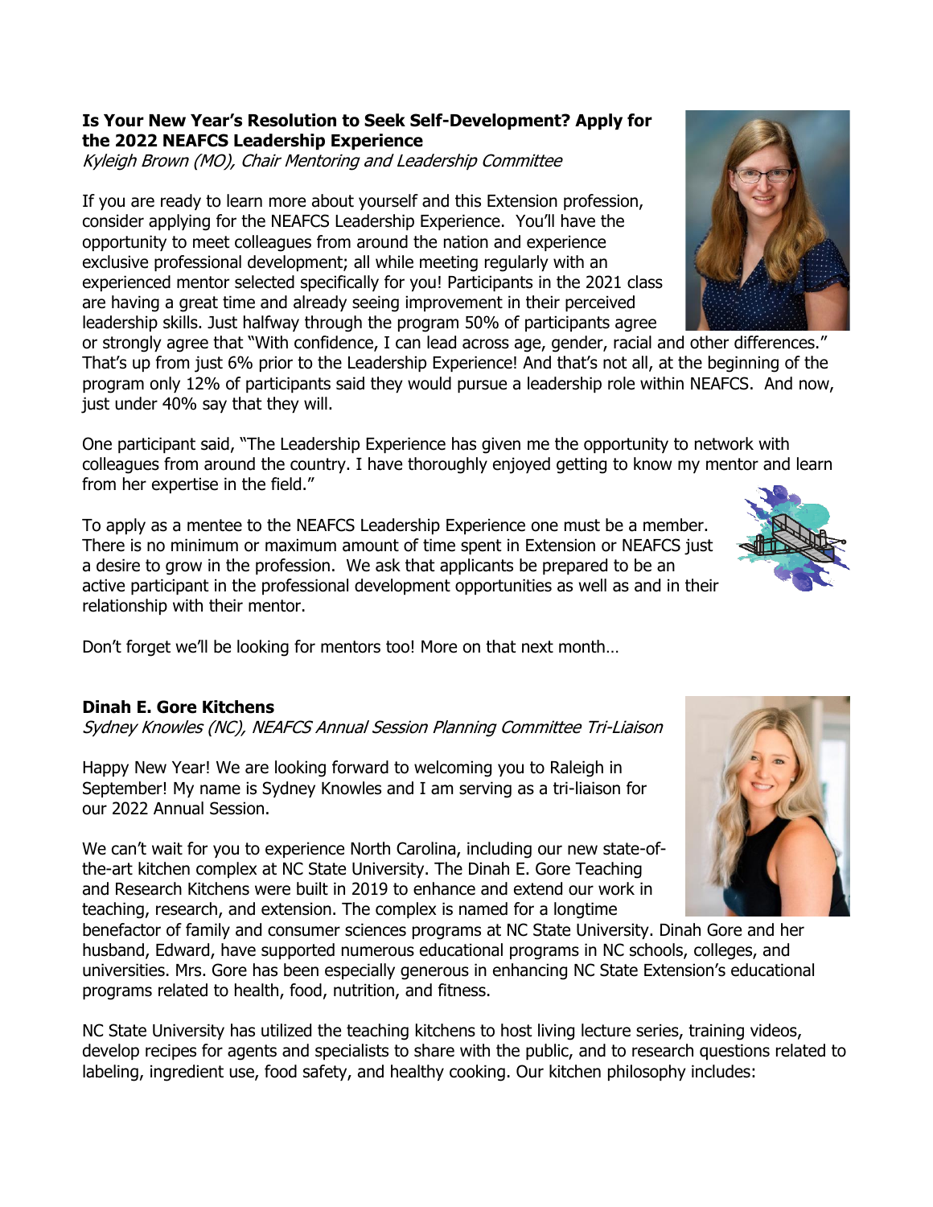**Is Your New Year's Resolution to Seek Self-Development? Apply for the 2022 NEAFCS Leadership Experience**

*Kyleigh Brown (MO), Chair Mentoring and Leadership Committee*

If you are ready to learn more about yourself and this Extension profession, consider applying for the NEAFCS Leadership Experience. You'll have the opportunity to meet colleagues from around the nation and experience exclusive professional development; all while meeting regularly with an experienced mentor selected specifically for you! Participants in the 2021 class are having a great time and already seeing improvement in their perceived leadership skills. Just halfway through the program 50% of participants agree or strongly agree that "With confidence, I can lead across age, gender, racial and other differences." That's up from just 6% prior to the Leadership Experience! And that's not all, at the beginning of the program only 12% of participants said they would pursue a leadership role within NEAFCS. And now, just under 40% say that they will.

One participant said, "The Leadership Experience has given me the opportunity to network with colleagues from around the country. I have thoroughly enjoyed getting to know my mentor and learn from her expertise in the field."

To apply as a mentee to the NEAFCS Leadership Experience one must be a member. There is no minimum or maximum amount of time spent in Extension or NEAFCS just a desire to grow in the profession. We ask that applicants be prepared to be an active participant in the professional development opportunities as well as and in their relationship with their mentor.

Don't forget we'll be looking for mentors too! More on that next month…

**Dinah E. Gore Kitchens**

*Sydney Knowles (NC), NEAFCS Annual Session Planning Committee Tri-Liaison*

Happy New Year! We are looking forward to welcoming you to Raleigh in September! My name is Sydney Knowles and I am serving as a tri-liaison for our 2022 Annual Session.

We can't wait for you to experience North Carolina, including our new state-of-the-art kitchen complex at NC State University. The Dinah E. Gore Teaching and Research Kitchens were built in 2019 to enhance and extend our work in teaching, research, and extension. The complex is named for a longtime benefactor of family and consumer sciences programs at NC State University. Dinah Gore and her husband, Edward, have supported numerous educational programs in NC schools, colleges, and universities. Mrs. Gore has been especially generous in enhancing NC State Extension's educational programs related to health, food, nutrition, and fitness.

NC State University has utilized the teaching kitchens to host living lecture series, training videos, develop recipes for agents and specialists to share with the public, and to research questions related to labeling, ingredient use, food safety, and healthy cooking. Our kitchen philosophy includes: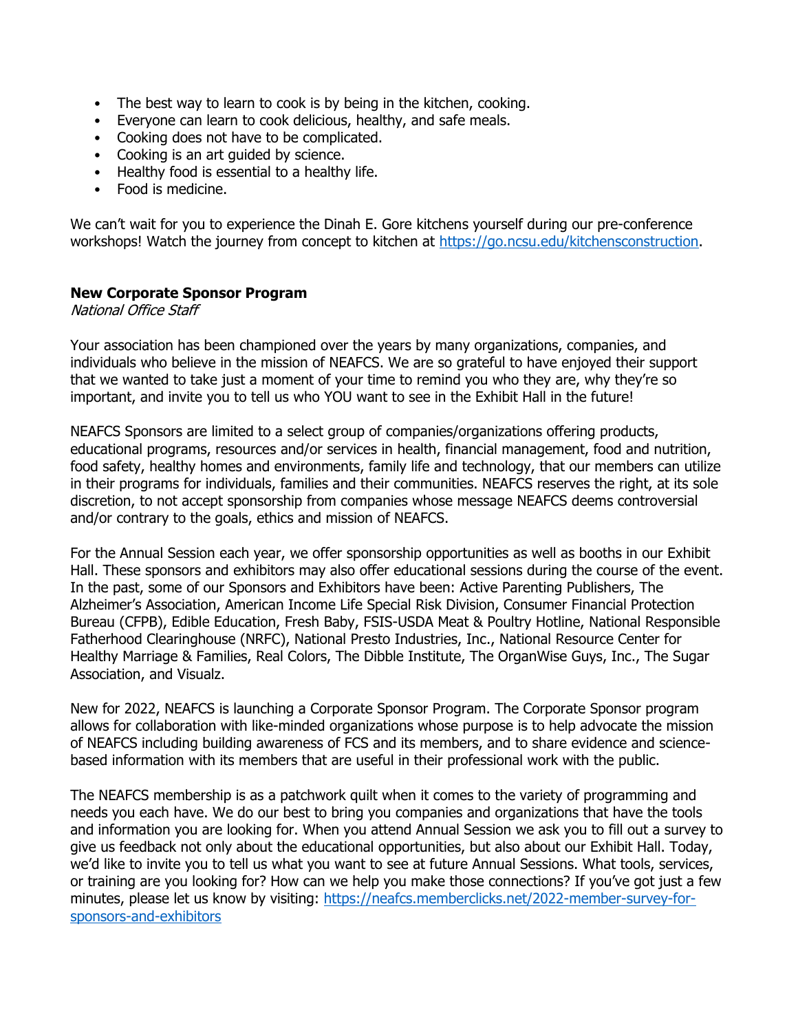- The best way to learn to cook is by being in the kitchen, cooking.
- Everyone can learn to cook delicious, healthy, and safe meals.
- Cooking does not have to be complicated.
- Cooking is an art guided by science.
- Healthy food is essential to a healthy life.
- Food is medicine.

We can't wait for you to experience the Dinah E. Gore kitchens yourself during our pre-conference workshops! Watch the journey from concept to kitchen at https://go.ncsu.edu/kitchensconstruction.

### New Corporate Sponsor Program

*National Office Staff*

Your association has been championed over the years by many organizations, companies, and individuals who believe in the mission of NEAFCS. We are so grateful to have enjoyed their support that we wanted to take just a moment of your time to remind you who they are, why they're so important, and invite you to tell us who YOU want to see in the Exhibit Hall in the future!

NEAFCS Sponsors are limited to a select group of companies/organizations offering products, educational programs, resources and/or services in health, financial management, food and nutrition, food safety, healthy homes and environments, family life and technology, that our members can utilize in their programs for individuals, families and their communities. NEAFCS reserves the right, at its sole discretion, to not accept sponsorship from companies whose message NEAFCS deems controversial and/or contrary to the goals, ethics and mission of NEAFCS.

For the Annual Session each year, we offer sponsorship opportunities as well as booths in our Exhibit Hall. These sponsors and exhibitors may also offer educational sessions during the course of the event. In the past, some of our Sponsors and Exhibitors have been: Active Parenting Publishers, The Alzheimer's Association, American Income Life Special Risk Division, Consumer Financial Protection Bureau (CFPB), Edible Education, Fresh Baby, FSIS-USDA Meat & Poultry Hotline, National Responsible Fatherhood Clearinghouse (NRFC), National Presto Industries, Inc., National Resource Center for Healthy Marriage & Families, Real Colors, The Dibble Institute, The OrganWise Guys, Inc., The Sugar Association, and Visualz.

New for 2022, NEAFCS is launching a Corporate Sponsor Program. The Corporate Sponsor program allows for collaboration with like-minded organizations whose purpose is to help advocate the mission of NEAFCS including building awareness of FCS and its members, and to share evidence and science-based information with its members that are useful in their professional work with the public.

The NEAFCS membership is as a patchwork quilt when it comes to the variety of programming and needs you each have. We do our best to bring you companies and organizations that have the tools and information you are looking for. When you attend Annual Session we ask you to fill out a survey to give us feedback not only about the educational opportunities, but also about our Exhibit Hall. Today, we'd like to invite you to tell us what you want to see at future Annual Sessions. What tools, services, or training are you looking for? How can we help you make those connections? If you've got just a few minutes, please let us know by visiting: https://neafcs.memberclicks.net/2022-member-survey-for-sponsors-and-exhibitors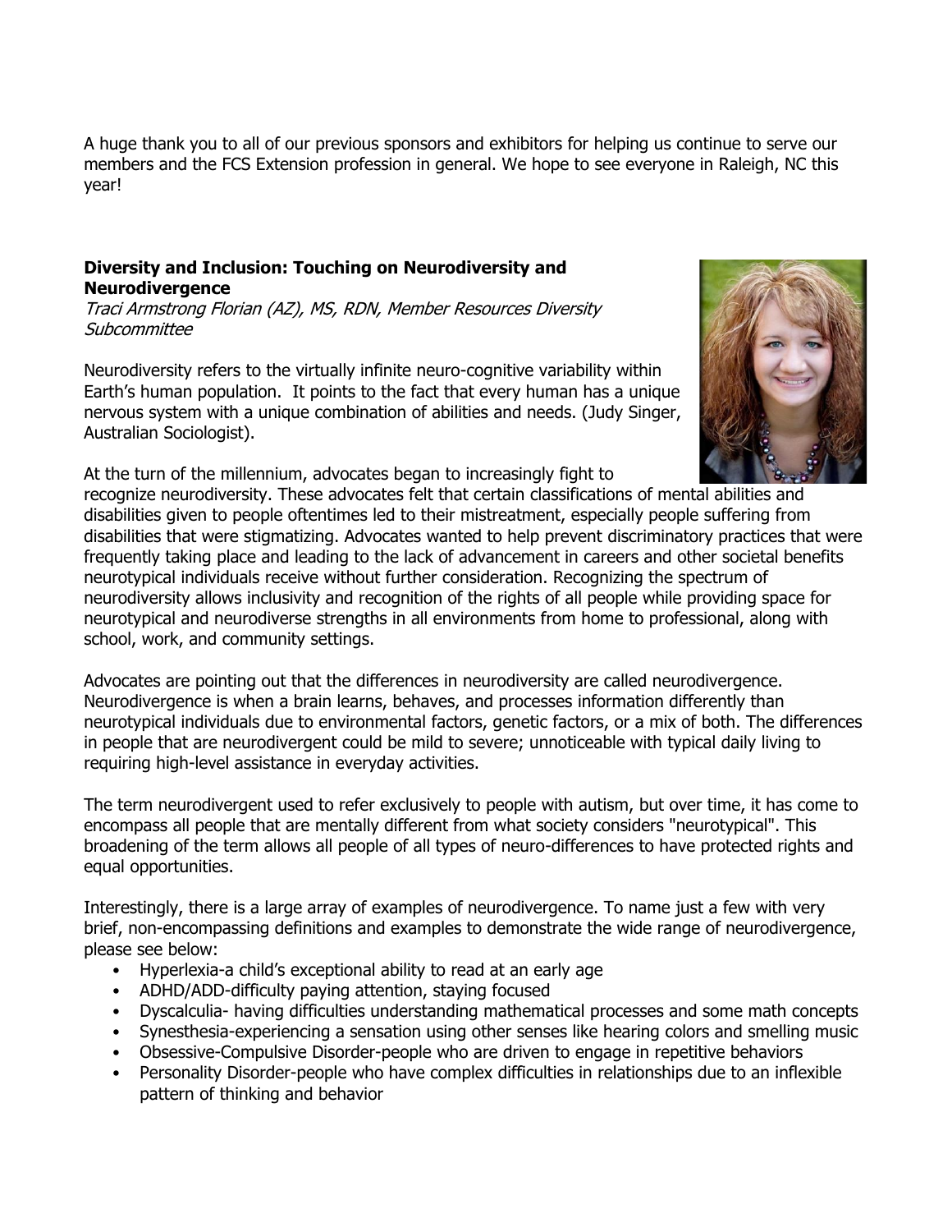A huge thank you to all of our previous sponsors and exhibitors for helping us continue to serve our members and the FCS Extension profession in general. We hope to see everyone in Raleigh, NC this year!

### Diversity and Inclusion: Touching on Neurodiversity and Neurodivergence

*Traci Armstrong Florian (AZ), MS, RDN, Member Resources Diversity Subcommittee*

Neurodiversity refers to the virtually infinite neuro-cognitive variability within Earth's human population. It points to the fact that every human has a unique nervous system with a unique combination of abilities and needs. (Judy Singer, Australian Sociologist).

At the turn of the millennium, advocates began to increasingly fight to recognize neurodiversity. These advocates felt that certain classifications of mental abilities and disabilities given to people oftentimes led to their mistreatment, especially people suffering from disabilities that were stigmatizing. Advocates wanted to help prevent discriminatory practices that were frequently taking place and leading to the lack of advancement in careers and other societal benefits neurotypical individuals receive without further consideration. Recognizing the spectrum of neurodiversity allows inclusivity and recognition of the rights of all people while providing space for neurotypical and neurodiverse strengths in all environments from home to professional, along with school, work, and community settings.

Advocates are pointing out that the differences in neurodiversity are called neurodivergence. Neurodivergence is when a brain learns, behaves, and processes information differently than neurotypical individuals due to environmental factors, genetic factors, or a mix of both. The differences in people that are neurodivergent could be mild to severe; unnoticeable with typical daily living to requiring high-level assistance in everyday activities.

The term neurodivergent used to refer exclusively to people with autism, but over time, it has come to encompass all people that are mentally different from what society considers "neurotypical". This broadening of the term allows all people of all types of neuro-differences to have protected rights and equal opportunities.

Interestingly, there is a large array of examples of neurodivergence. To name just a few with very brief, non-encompassing definitions and examples to demonstrate the wide range of neurodivergence, please see below:

- Hyperlexia-a child's exceptional ability to read at an early age
- ADHD/ADD-difficulty paying attention, staying focused
- Dyscalculia- having difficulties understanding mathematical processes and some math concepts
- Synesthesia-experiencing a sensation using other senses like hearing colors and smelling music
- Obsessive-Compulsive Disorder-people who are driven to engage in repetitive behaviors
- Personality Disorder-people who have complex difficulties in relationships due to an inflexible pattern of thinking and behavior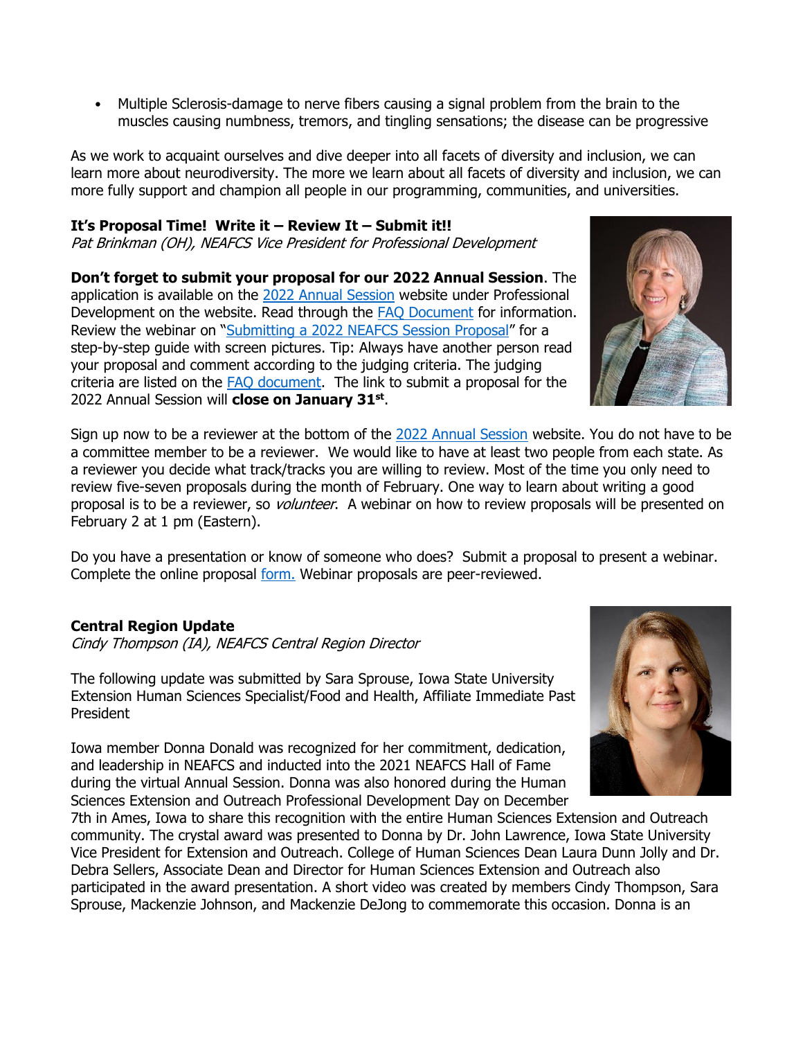- Multiple Sclerosis-damage to nerve fibers causing a signal problem from the brain to the muscles causing numbness, tremors, and tingling sensations; the disease can be progressive

As we work to acquaint ourselves and dive deeper into all facets of diversity and inclusion, we can learn more about neurodiversity. The more we learn about all facets of diversity and inclusion, we can more fully support and champion all people in our programming, communities, and universities.

**It's Proposal Time! Write it – Review It – Submit it!!**

*Pat Brinkman (OH), NEAFCS Vice President for Professional Development*

**Don't forget to submit your proposal for our 2022 Annual Session**. The application is available on the [2022 Annual Session] website under Professional Development on the website. Read through the [FAQ Document] for information. Review the webinar on "[Submitting a 2022 NEAFCS Session Proposal]" for a step-by-step guide with screen pictures. Tip: Always have another person read your proposal and comment according to the judging criteria. The judging criteria are listed on the [FAQ document]. The link to submit a proposal for the 2022 Annual Session will **close on January 31st**.

Sign up now to be a reviewer at the bottom of the [2022 Annual Session] website. You do not have to be a committee member to be a reviewer. We would like to have at least two people from each state. As a reviewer you decide what track/tracks you are willing to review. Most of the time you only need to review five-seven proposals during the month of February. One way to learn about writing a good proposal is to be a reviewer, so *volunteer*. A webinar on how to review proposals will be presented on February 2 at 1 pm (Eastern).

Do you have a presentation or know of someone who does? Submit a proposal to present a webinar. Complete the online proposal [form.] Webinar proposals are peer-reviewed.

**Central Region Update**

*Cindy Thompson (IA), NEAFCS Central Region Director*

The following update was submitted by Sara Sprouse, Iowa State University Extension Human Sciences Specialist/Food and Health, Affiliate Immediate Past President

Iowa member Donna Donald was recognized for her commitment, dedication, and leadership in NEAFCS and inducted into the 2021 NEAFCS Hall of Fame during the virtual Annual Session. Donna was also honored during the Human Sciences Extension and Outreach Professional Development Day on December 7th in Ames, Iowa to share this recognition with the entire Human Sciences Extension and Outreach community. The crystal award was presented to Donna by Dr. John Lawrence, Iowa State University Vice President for Extension and Outreach. College of Human Sciences Dean Laura Dunn Jolly and Dr. Debra Sellers, Associate Dean and Director for Human Sciences Extension and Outreach also participated in the award presentation. A short video was created by members Cindy Thompson, Sara Sprouse, Mackenzie Johnson, and Mackenzie DeJong to commemorate this occasion. Donna is an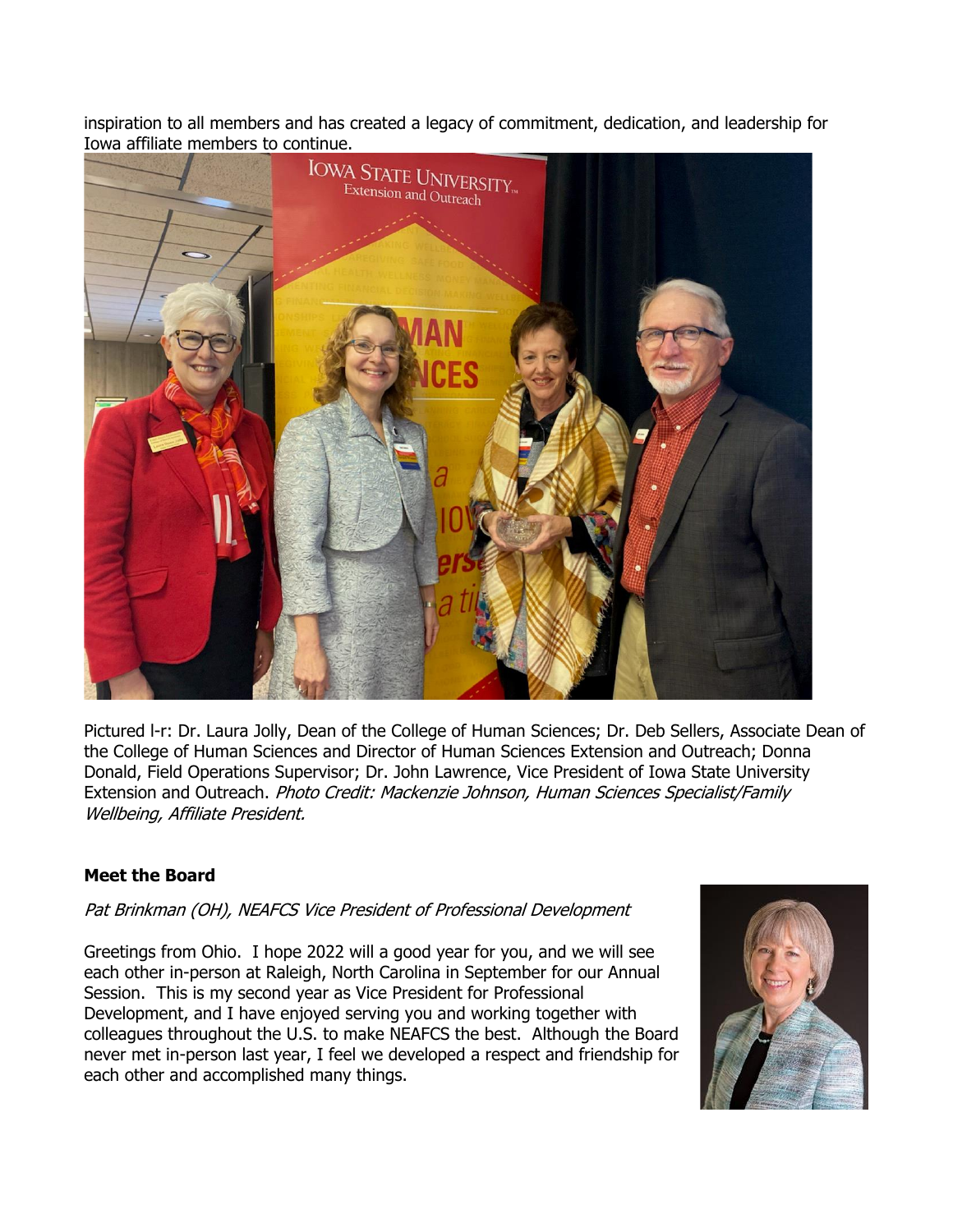inspiration to all members and has created a legacy of commitment, dedication, and leadership for Iowa affiliate members to continue.

Pictured l-r: Dr. Laura Jolly, Dean of the College of Human Sciences; Dr. Deb Sellers, Associate Dean of the College of Human Sciences and Director of Human Sciences Extension and Outreach; Donna Donald, Field Operations Supervisor; Dr. John Lawrence, Vice President of Iowa State University Extension and Outreach. *Photo Credit: Mackenzie Johnson, Human Sciences Specialist/Family Wellbeing, Affiliate President.*

**Meet the Board**

*Pat Brinkman (OH), NEAFCS Vice President of Professional Development*

Greetings from Ohio. I hope 2022 will a good year for you, and we will see each other in-person at Raleigh, North Carolina in September for our Annual Session. This is my second year as Vice President for Professional Development, and I have enjoyed serving you and working together with colleagues throughout the U.S. to make NEAFCS the best. Although the Board never met in-person last year, I feel we developed a respect and friendship for each other and accomplished many things.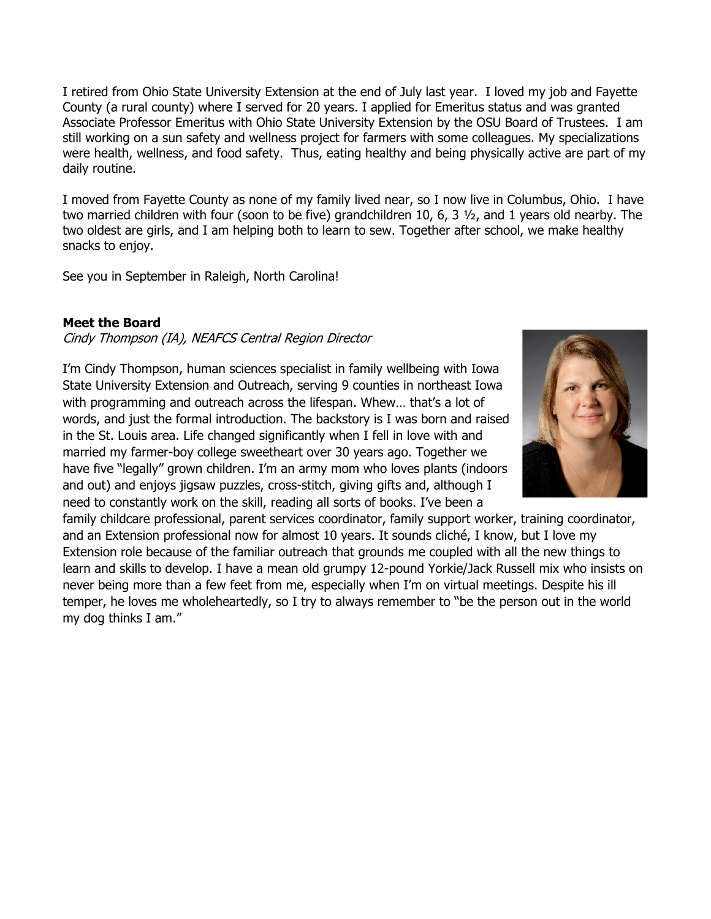I retired from Ohio State University Extension at the end of July last year. I loved my job and Fayette County (a rural county) where I served for 20 years. I applied for Emeritus status and was granted Associate Professor Emeritus with Ohio State University Extension by the OSU Board of Trustees. I am still working on a sun safety and wellness project for farmers with some colleagues. My specializations were health, wellness, and food safety. Thus, eating healthy and being physically active are part of my daily routine.

I moved from Fayette County as none of my family lived near, so I now live in Columbus, Ohio. I have two married children with four (soon to be five) grandchildren 10, 6, 3 ½, and 1 years old nearby. The two oldest are girls, and I am helping both to learn to sew. Together after school, we make healthy snacks to enjoy.

See you in September in Raleigh, North Carolina!

**Meet the Board**

*Cindy Thompson (IA), NEAFCS Central Region Director*

I'm Cindy Thompson, human sciences specialist in family wellbeing with Iowa State University Extension and Outreach, serving 9 counties in northeast Iowa with programming and outreach across the lifespan. Whew… that's a lot of words, and just the formal introduction. The backstory is I was born and raised in the St. Louis area. Life changed significantly when I fell in love with and married my farmer-boy college sweetheart over 30 years ago. Together we have five "legally" grown children. I'm an army mom who loves plants (indoors and out) and enjoys jigsaw puzzles, cross-stitch, giving gifts and, although I need to constantly work on the skill, reading all sorts of books. I've been a family childcare professional, parent services coordinator, family support worker, training coordinator, and an Extension professional now for almost 10 years. It sounds cliché, I know, but I love my Extension role because of the familiar outreach that grounds me coupled with all the new things to learn and skills to develop. I have a mean old grumpy 12-pound Yorkie/Jack Russell mix who insists on never being more than a few feet from me, especially when I'm on virtual meetings. Despite his ill temper, he loves me wholeheartedly, so I try to always remember to "be the person out in the world my dog thinks I am."